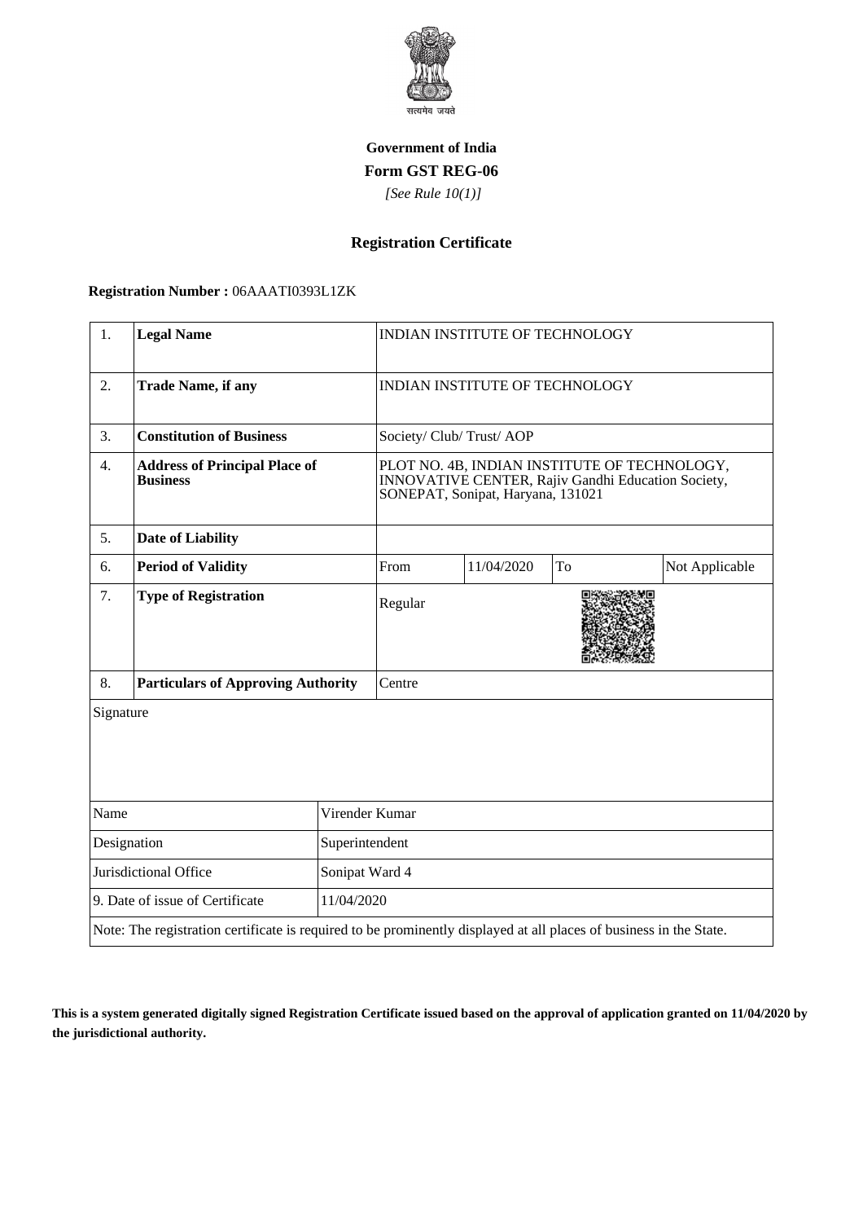सत्यमेव जयते

**Government of India**

**Form GST REG-06**

*[See Rule 10(1)]*

## Registration Certificate

**Registration Number :** 06AAATI0393L1ZK

| | | | | | |
|---|---|---|---|---|---|
| 1. | **Legal Name** | INDIAN INSTITUTE OF TECHNOLOGY | | | |
| 2. | **Trade Name, if any** | INDIAN INSTITUTE OF TECHNOLOGY | | | |
| 3. | **Constitution of Business** | Society/ Club/ Trust/ AOP | | | |
| 4. | **Address of Principal Place of Business** | PLOT NO. 4B, INDIAN INSTITUTE OF TECHNOLOGY, INNOVATIVE CENTER, Rajiv Gandhi Education Society, SONEPAT, Sonipat, Haryana, 131021 | | | |
| 5. | **Date of Liability** | | | | |
| 6. | **Period of Validity** | From | 11/04/2020 | To | Not Applicable |
| 7. | **Type of Registration** | Regular | | | |
| 8. | **Particulars of Approving Authority** | Centre | | | |

Signature

| | |
|---|---|
| Name | Virender Kumar |
| Designation | Superintendent |
| Jurisdictional Office | Sonipat Ward 4 |
| 9. Date of issue of Certificate | 11/04/2020 |

Note: The registration certificate is required to be prominently displayed at all places of business in the State.

**This is a system generated digitally signed Registration Certificate issued based on the approval of application granted on 11/04/2020 by the jurisdictional authority.**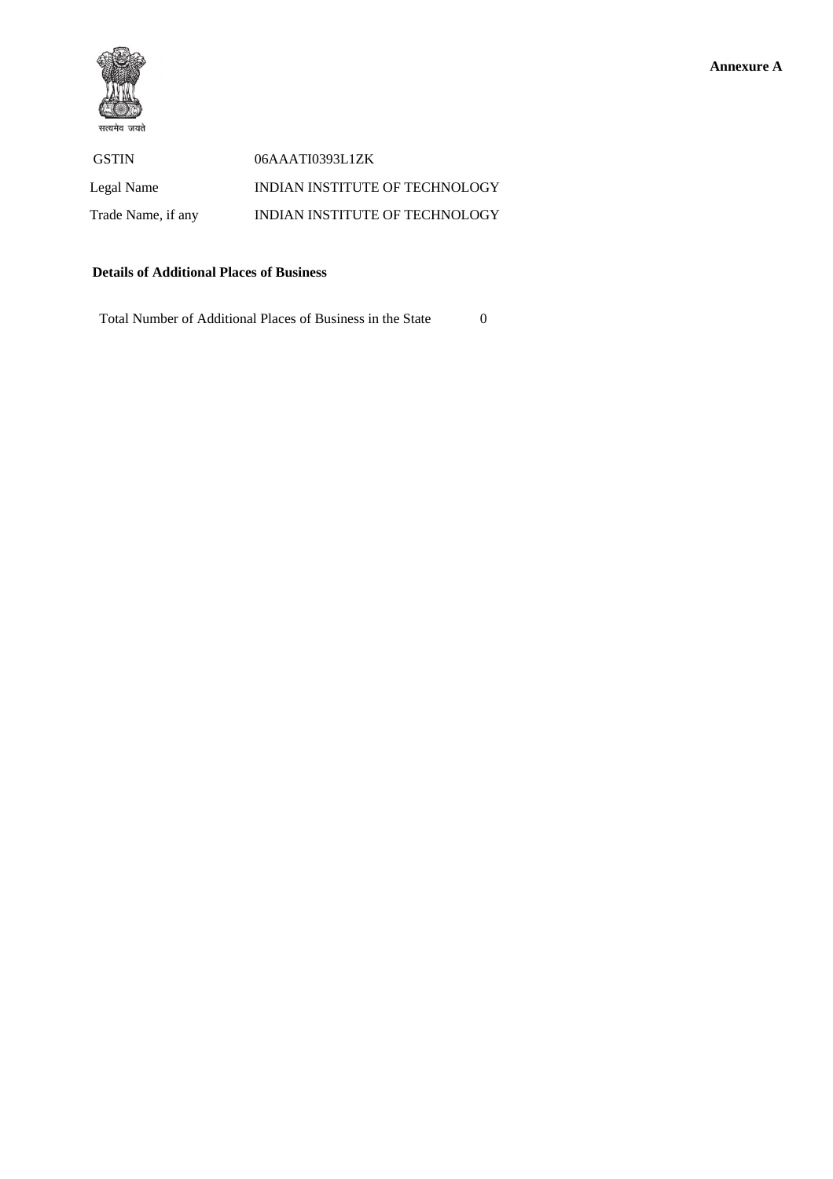**Annexure A**

सत्यमेव जयते

| GSTIN | 06AAATI0393L1ZK |
|---|---|
| Legal Name | INDIAN INSTITUTE OF TECHNOLOGY |
| Trade Name, if any | INDIAN INSTITUTE OF TECHNOLOGY |

**Details of Additional Places of Business**

Total Number of Additional Places of Business in the State 0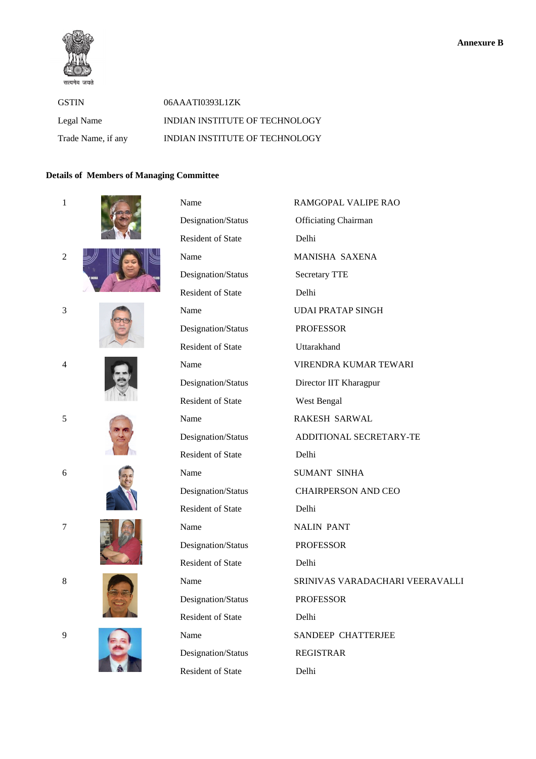Annexure B

सत्यमेव जयते

| | |
|---|---|
| GSTIN | 06AAATI0393L1ZK |
| Legal Name | INDIAN INSTITUTE OF TECHNOLOGY |
| Trade Name, if any | INDIAN INSTITUTE OF TECHNOLOGY |

**Details of Members of Managing Committee**

| | | |
|---|---|---|
| 1 | Name | RAMGOPAL VALIPE RAO |
| | Designation/Status | Officiating Chairman |
| | Resident of State | Delhi |
| 2 | Name | MANISHA SAXENA |
| | Designation/Status | Secretary TTE |
| | Resident of State | Delhi |
| 3 | Name | UDAI PRATAP SINGH |
| | Designation/Status | PROFESSOR |
| | Resident of State | Uttarakhand |
| 4 | Name | VIRENDRA KUMAR TEWARI |
| | Designation/Status | Director IIT Kharagpur |
| | Resident of State | West Bengal |
| 5 | Name | RAKESH SARWAL |
| | Designation/Status | ADDITIONAL SECRETARY-TE |
| | Resident of State | Delhi |
| 6 | Name | SUMANT SINHA |
| | Designation/Status | CHAIRPERSON AND CEO |
| | Resident of State | Delhi |
| 7 | Name | NALIN PANT |
| | Designation/Status | PROFESSOR |
| | Resident of State | Delhi |
| 8 | Name | SRINIVAS VARADACHARI VEERAVALLI |
| | Designation/Status | PROFESSOR |
| | Resident of State | Delhi |
| 9 | Name | SANDEEP CHATTERJEE |
| | Designation/Status | REGISTRAR |
| | Resident of State | Delhi |